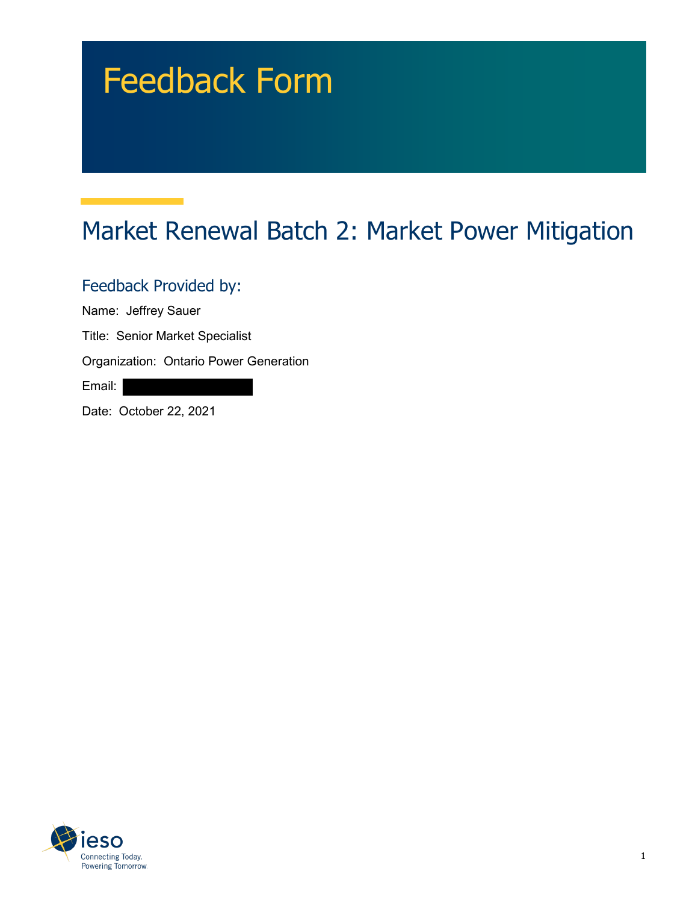# Feedback Form

## Market Renewal Batch 2: Market Power Mitigation

### Feedback Provided by:

Name: Jeffrey Sauer

Title: Senior Market Specialist

Organization: Ontario Power Generation

Email:

Date: October 22, 2021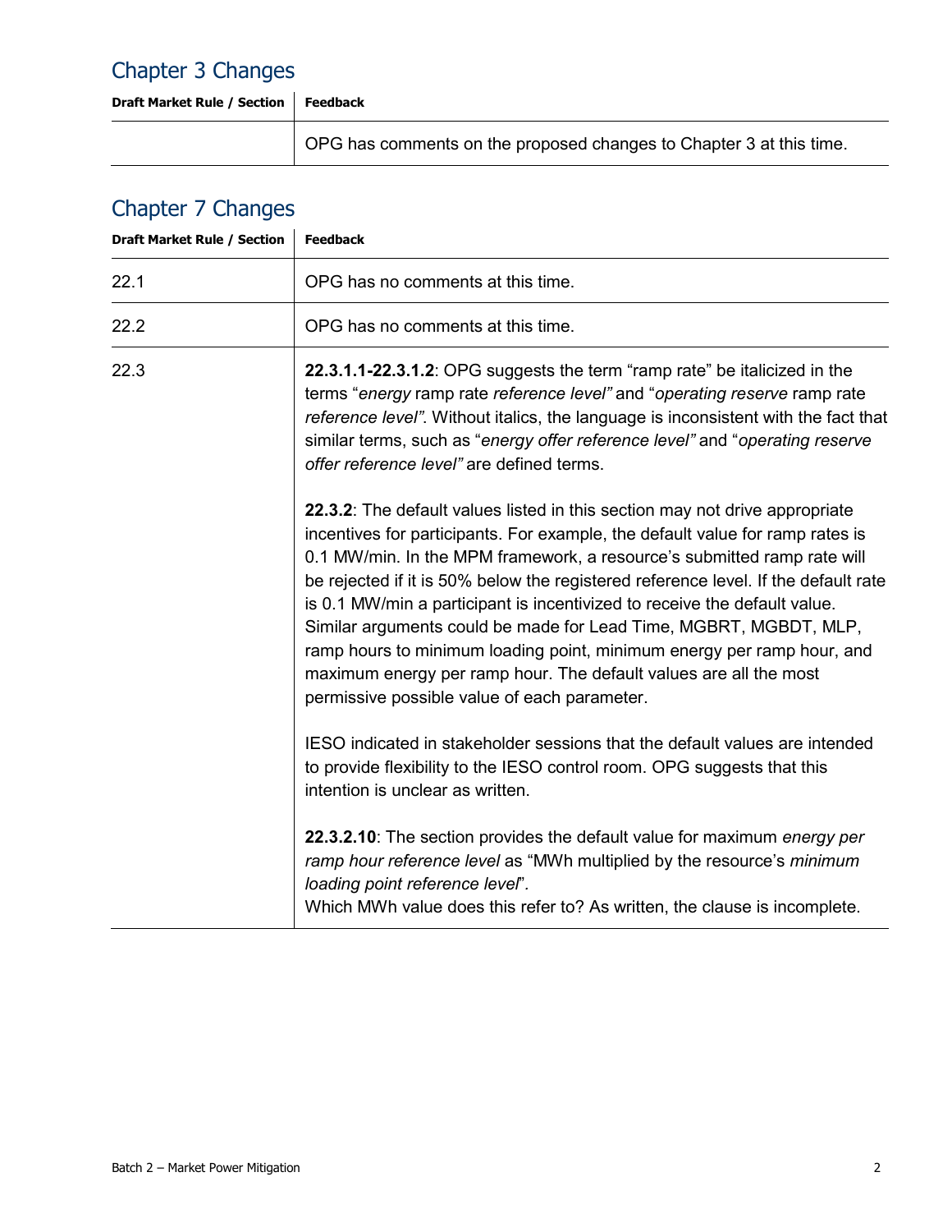## Chapter 3 Changes

| Draft Market Rule / Section | Feedback |
|---|---|
| | OPG has comments on the proposed changes to Chapter 3 at this time. |

## Chapter 7 Changes

| Draft Market Rule / Section | Feedback |
|---|---|
| 22.1 | OPG has no comments at this time. |
| 22.2 | OPG has no comments at this time. |
| 22.3 | **22.3.1.1-22.3.1.2**: OPG suggests the term "ramp rate" be italicized in the terms "*energy* ramp rate *reference level"* and "*operating reserve* ramp rate *reference level"*. Without italics, the language is inconsistent with the fact that similar terms, such as "*energy offer reference level"* and "*operating reserve offer reference level"* are defined terms.<br><br>**22.3.2**: The default values listed in this section may not drive appropriate incentives for participants. For example, the default value for ramp rates is 0.1 MW/min. In the MPM framework, a resource's submitted ramp rate will be rejected if it is 50% below the registered reference level. If the default rate is 0.1 MW/min a participant is incentivized to receive the default value. Similar arguments could be made for Lead Time, MGBRT, MGBDT, MLP, ramp hours to minimum loading point, minimum energy per ramp hour, and maximum energy per ramp hour. The default values are all the most permissive possible value of each parameter.<br><br>IESO indicated in stakeholder sessions that the default values are intended to provide flexibility to the IESO control room. OPG suggests that this intention is unclear as written.<br><br>**22.3.2.10**: The section provides the default value for maximum *energy per ramp hour reference level* as "MWh multiplied by the resource's *minimum loading point reference level*".<br>Which MWh value does this refer to? As written, the clause is incomplete. |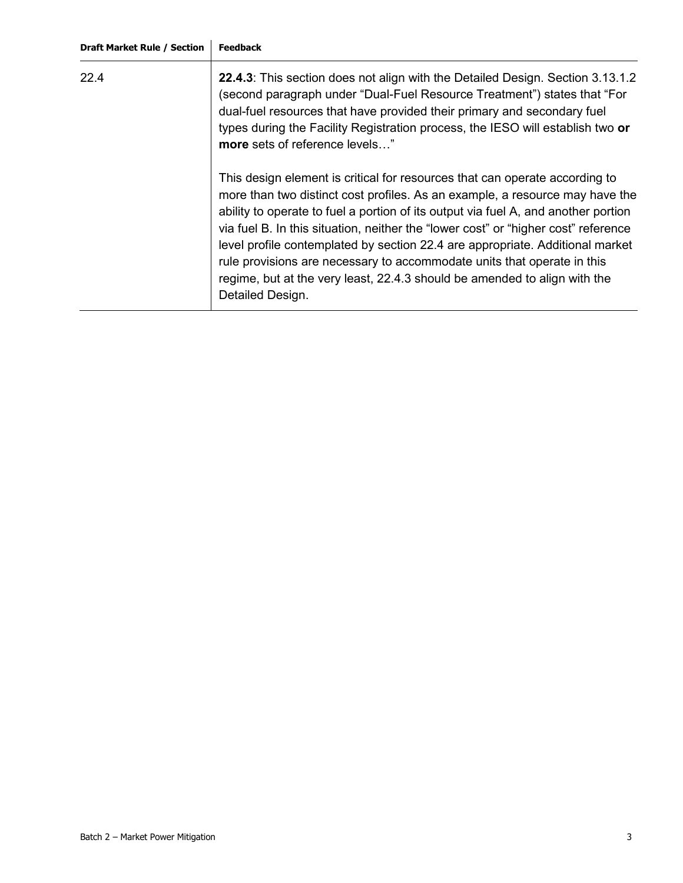| Draft Market Rule / Section | Feedback |
| --- | --- |
| 22.4 | **22.4.3**: This section does not align with the Detailed Design. Section 3.13.1.2 (second paragraph under “Dual-Fuel Resource Treatment”) states that “For dual-fuel resources that have provided their primary and secondary fuel types during the Facility Registration process, the IESO will establish two **or more** sets of reference levels…”<br><br>This design element is critical for resources that can operate according to more than two distinct cost profiles. As an example, a resource may have the ability to operate to fuel a portion of its output via fuel A, and another portion via fuel B. In this situation, neither the “lower cost” or “higher cost” reference level profile contemplated by section 22.4 are appropriate. Additional market rule provisions are necessary to accommodate units that operate in this regime, but at the very least, 22.4.3 should be amended to align with the Detailed Design. |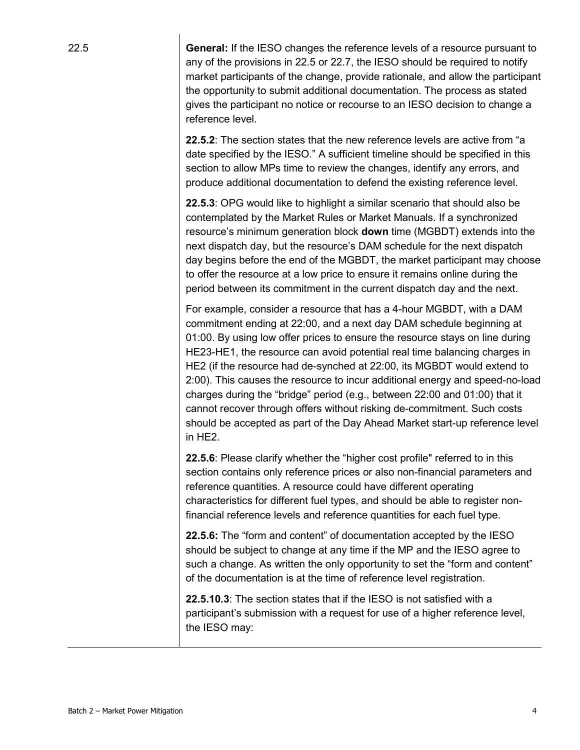| | |
|---|---|
| 22.5 | **General:** If the IESO changes the reference levels of a resource pursuant to any of the provisions in 22.5 or 22.7, the IESO should be required to notify market participants of the change, provide rationale, and allow the participant the opportunity to submit additional documentation. The process as stated gives the participant no notice or recourse to an IESO decision to change a reference level.<br><br>**22.5.2**: The section states that the new reference levels are active from "a date specified by the IESO." A sufficient timeline should be specified in this section to allow MPs time to review the changes, identify any errors, and produce additional documentation to defend the existing reference level.<br><br>**22.5.3**: OPG would like to highlight a similar scenario that should also be contemplated by the Market Rules or Market Manuals. If a synchronized resource's minimum generation block **down** time (MGBDT) extends into the next dispatch day, but the resource's DAM schedule for the next dispatch day begins before the end of the MGBDT, the market participant may choose to offer the resource at a low price to ensure it remains online during the period between its commitment in the current dispatch day and the next.<br><br>For example, consider a resource that has a 4-hour MGBDT, with a DAM commitment ending at 22:00, and a next day DAM schedule beginning at 01:00. By using low offer prices to ensure the resource stays on line during HE23-HE1, the resource can avoid potential real time balancing charges in HE2 (if the resource had de-synched at 22:00, its MGBDT would extend to 2:00). This causes the resource to incur additional energy and speed-no-load charges during the "bridge" period (e.g., between 22:00 and 01:00) that it cannot recover through offers without risking de-commitment. Such costs should be accepted as part of the Day Ahead Market start-up reference level in HE2.<br><br>**22.5.6**: Please clarify whether the "higher cost profile" referred to in this section contains only reference prices or also non-financial parameters and reference quantities. A resource could have different operating characteristics for different fuel types, and should be able to register non-financial reference levels and reference quantities for each fuel type.<br><br>**22.5.6:** The "form and content" of documentation accepted by the IESO should be subject to change at any time if the MP and the IESO agree to such a change. As written the only opportunity to set the "form and content" of the documentation is at the time of reference level registration.<br><br>**22.5.10.3**: The section states that if the IESO is not satisfied with a participant's submission with a request for use of a higher reference level, the IESO may: |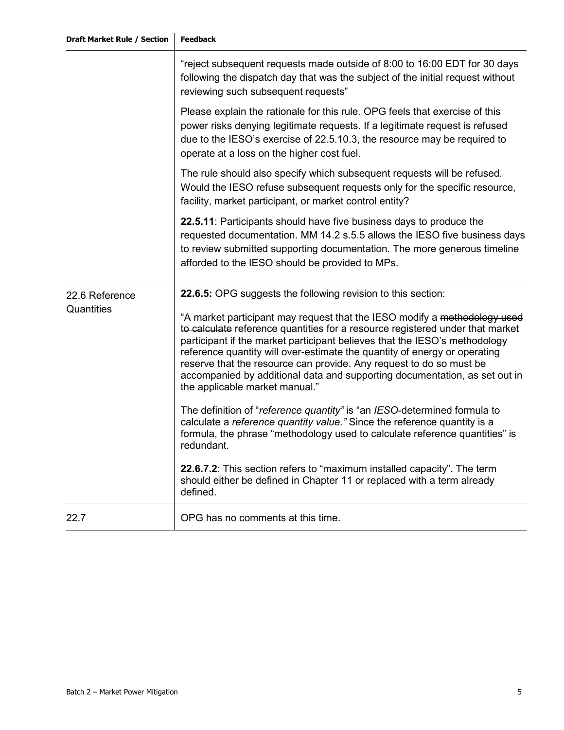| Draft Market Rule / Section | Feedback |
|---|---|
| | "reject subsequent requests made outside of 8:00 to 16:00 EDT for 30 days following the dispatch day that was the subject of the initial request without reviewing such subsequent requests"<br><br>Please explain the rationale for this rule. OPG feels that exercise of this power risks denying legitimate requests. If a legitimate request is refused due to the IESO's exercise of 22.5.10.3, the resource may be required to operate at a loss on the higher cost fuel.<br><br>The rule should also specify which subsequent requests will be refused. Would the IESO refuse subsequent requests only for the specific resource, facility, market participant, or market control entity?<br><br>**22.5.11**: Participants should have five business days to produce the requested documentation. MM 14.2 s.5.5 allows the IESO five business days to review submitted supporting documentation. The more generous timeline afforded to the IESO should be provided to MPs. |
| 22.6 Reference Quantities | **22.6.5:** OPG suggests the following revision to this section:<br><br>"A market participant may request that the IESO modify a ~~methodology used to calculate~~ reference quantities for a resource registered under that market participant if the market participant believes that the IESO's ~~methodology~~ reference quantity will over-estimate the quantity of energy or operating reserve that the resource can provide. Any request to do so must be accompanied by additional data and supporting documentation, as set out in the applicable market manual."<br><br>The definition of "*reference quantity"* is "an *IESO*-determined formula to calculate a *reference quantity value."* Since the reference quantity is a formula, the phrase "methodology used to calculate reference quantities" is redundant.<br><br>**22.6.7.2**: This section refers to "maximum installed capacity". The term should either be defined in Chapter 11 or replaced with a term already defined. |
| 22.7 | OPG has no comments at this time. |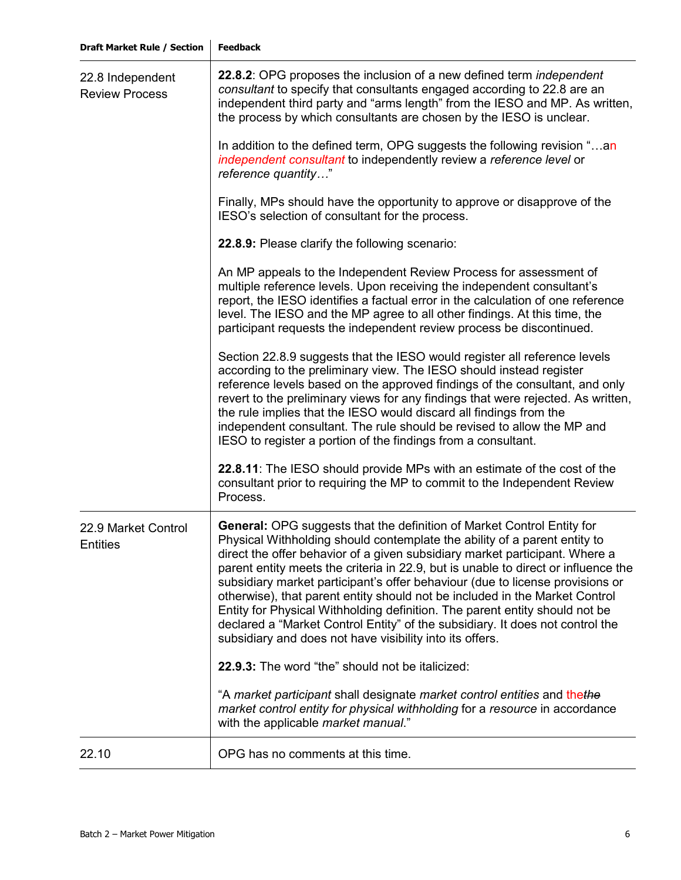| Draft Market Rule / Section | Feedback |
| --- | --- |
| 22.8 Independent Review Process | **22.8.2**: OPG proposes the inclusion of a new defined term *independent consultant* to specify that consultants engaged according to 22.8 are an independent third party and "arms length" from the IESO and MP. As written, the process by which consultants are chosen by the IESO is unclear.<br><br>In addition to the defined term, OPG suggests the following revision "…an *independent consultant* to independently review a *reference level* or *reference quantity*…"<br><br>Finally, MPs should have the opportunity to approve or disapprove of the IESO's selection of consultant for the process.<br><br>**22.8.9:** Please clarify the following scenario:<br><br>An MP appeals to the Independent Review Process for assessment of multiple reference levels. Upon receiving the independent consultant's report, the IESO identifies a factual error in the calculation of one reference level. The IESO and the MP agree to all other findings. At this time, the participant requests the independent review process be discontinued.<br><br>Section 22.8.9 suggests that the IESO would register all reference levels according to the preliminary view. The IESO should instead register reference levels based on the approved findings of the consultant, and only revert to the preliminary views for any findings that were rejected. As written, the rule implies that the IESO would discard all findings from the independent consultant. The rule should be revised to allow the MP and IESO to register a portion of the findings from a consultant.<br><br>**22.8.11**: The IESO should provide MPs with an estimate of the cost of the consultant prior to requiring the MP to commit to the Independent Review Process. |
| 22.9 Market Control Entities | **General:** OPG suggests that the definition of Market Control Entity for Physical Withholding should contemplate the ability of a parent entity to direct the offer behavior of a given subsidiary market participant. Where a parent entity meets the criteria in 22.9, but is unable to direct or influence the subsidiary market participant's offer behaviour (due to license provisions or otherwise), that parent entity should not be included in the Market Control Entity for Physical Withholding definition. The parent entity should not be declared a "Market Control Entity" of the subsidiary. It does not control the subsidiary and does not have visibility into its offers.<br><br>**22.9.3:** The word "the" should not be italicized:<br><br>"A *market participant* shall designate *market control entities* and the ~~*the*~~ *market control entity for physical withholding* for a *resource* in accordance with the applicable *market manual*." |
| 22.10 | OPG has no comments at this time. |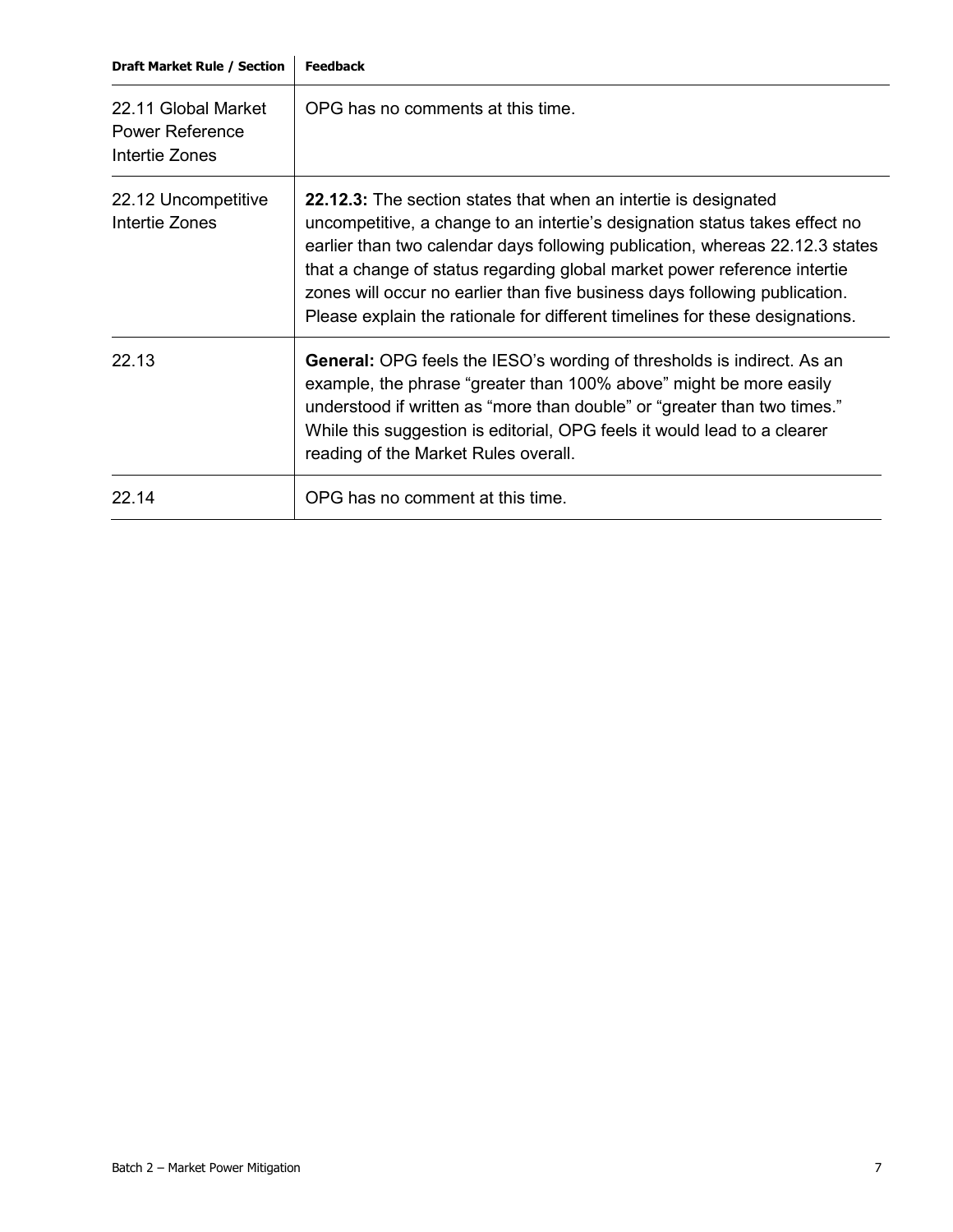| Draft Market Rule / Section | Feedback |
|---|---|
| 22.11 Global Market Power Reference Intertie Zones | OPG has no comments at this time. |
| 22.12 Uncompetitive Intertie Zones | **22.12.3:** The section states that when an intertie is designated uncompetitive, a change to an intertie's designation status takes effect no earlier than two calendar days following publication, whereas 22.12.3 states that a change of status regarding global market power reference intertie zones will occur no earlier than five business days following publication. Please explain the rationale for different timelines for these designations. |
| 22.13 | **General:** OPG feels the IESO's wording of thresholds is indirect. As an example, the phrase "greater than 100% above" might be more easily understood if written as "more than double" or "greater than two times." While this suggestion is editorial, OPG feels it would lead to a clearer reading of the Market Rules overall. |
| 22.14 | OPG has no comment at this time. |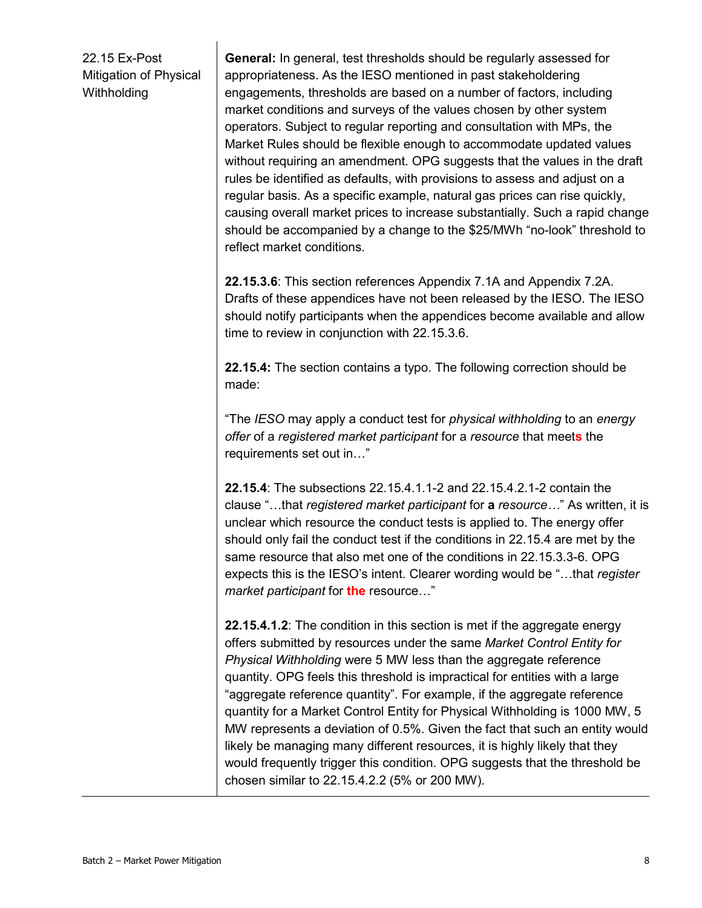| | |
|---|---|
| 22.15 Ex-Post Mitigation of Physical Withholding | **General:** In general, test thresholds should be regularly assessed for appropriateness. As the IESO mentioned in past stakeholdering engagements, thresholds are based on a number of factors, including market conditions and surveys of the values chosen by other system operators. Subject to regular reporting and consultation with MPs, the Market Rules should be flexible enough to accommodate updated values without requiring an amendment. OPG suggests that the values in the draft rules be identified as defaults, with provisions to assess and adjust on a regular basis. As a specific example, natural gas prices can rise quickly, causing overall market prices to increase substantially. Such a rapid change should be accompanied by a change to the $25/MWh "no-look" threshold to reflect market conditions.<br><br>**22.15.3.6**: This section references Appendix 7.1A and Appendix 7.2A. Drafts of these appendices have not been released by the IESO. The IESO should notify participants when the appendices become available and allow time to review in conjunction with 22.15.3.6.<br><br>**22.15.4:** The section contains a typo. The following correction should be made:<br><br>"The *IESO* may apply a conduct test for *physical withholding* to an *energy offer* of a *registered market participant* for a *resource* that meet**s** the requirements set out in…"<br><br>**22.15.4**: The subsections 22.15.4.1.1-2 and 22.15.4.2.1-2 contain the clause "…that *registered market participant* for **a** *resource…*" As written, it is unclear which resource the conduct tests is applied to. The energy offer should only fail the conduct test if the conditions in 22.15.4 are met by the same resource that also met one of the conditions in 22.15.3.3-6. OPG expects this is the IESO's intent. Clearer wording would be "…that *register market participant* for **the** resource…"<br><br>**22.15.4.1.2**: The condition in this section is met if the aggregate energy offers submitted by resources under the same *Market Control Entity for Physical Withholding* were 5 MW less than the aggregate reference quantity. OPG feels this threshold is impractical for entities with a large "aggregate reference quantity". For example, if the aggregate reference quantity for a Market Control Entity for Physical Withholding is 1000 MW, 5 MW represents a deviation of 0.5%. Given the fact that such an entity would likely be managing many different resources, it is highly likely that they would frequently trigger this condition. OPG suggests that the threshold be chosen similar to 22.15.4.2.2 (5% or 200 MW). |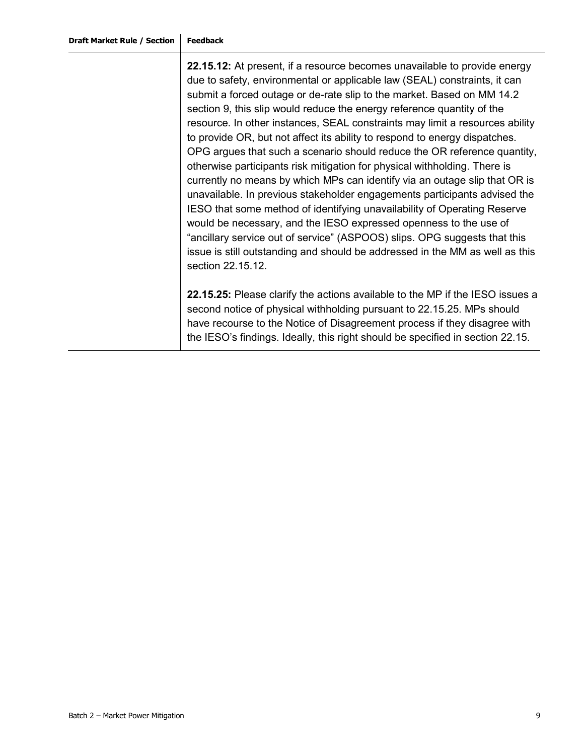| Draft Market Rule / Section | Feedback |
|---|---|
| | **22.15.12:** At present, if a resource becomes unavailable to provide energy due to safety, environmental or applicable law (SEAL) constraints, it can submit a forced outage or de-rate slip to the market. Based on MM 14.2 section 9, this slip would reduce the energy reference quantity of the resource. In other instances, SEAL constraints may limit a resources ability to provide OR, but not affect its ability to respond to energy dispatches. OPG argues that such a scenario should reduce the OR reference quantity, otherwise participants risk mitigation for physical withholding. There is currently no means by which MPs can identify via an outage slip that OR is unavailable. In previous stakeholder engagements participants advised the IESO that some method of identifying unavailability of Operating Reserve would be necessary, and the IESO expressed openness to the use of "ancillary service out of service" (ASPOOS) slips. OPG suggests that this issue is still outstanding and should be addressed in the MM as well as this section 22.15.12.<br><br>**22.15.25:** Please clarify the actions available to the MP if the IESO issues a second notice of physical withholding pursuant to 22.15.25. MPs should have recourse to the Notice of Disagreement process if they disagree with the IESO's findings. Ideally, this right should be specified in section 22.15. |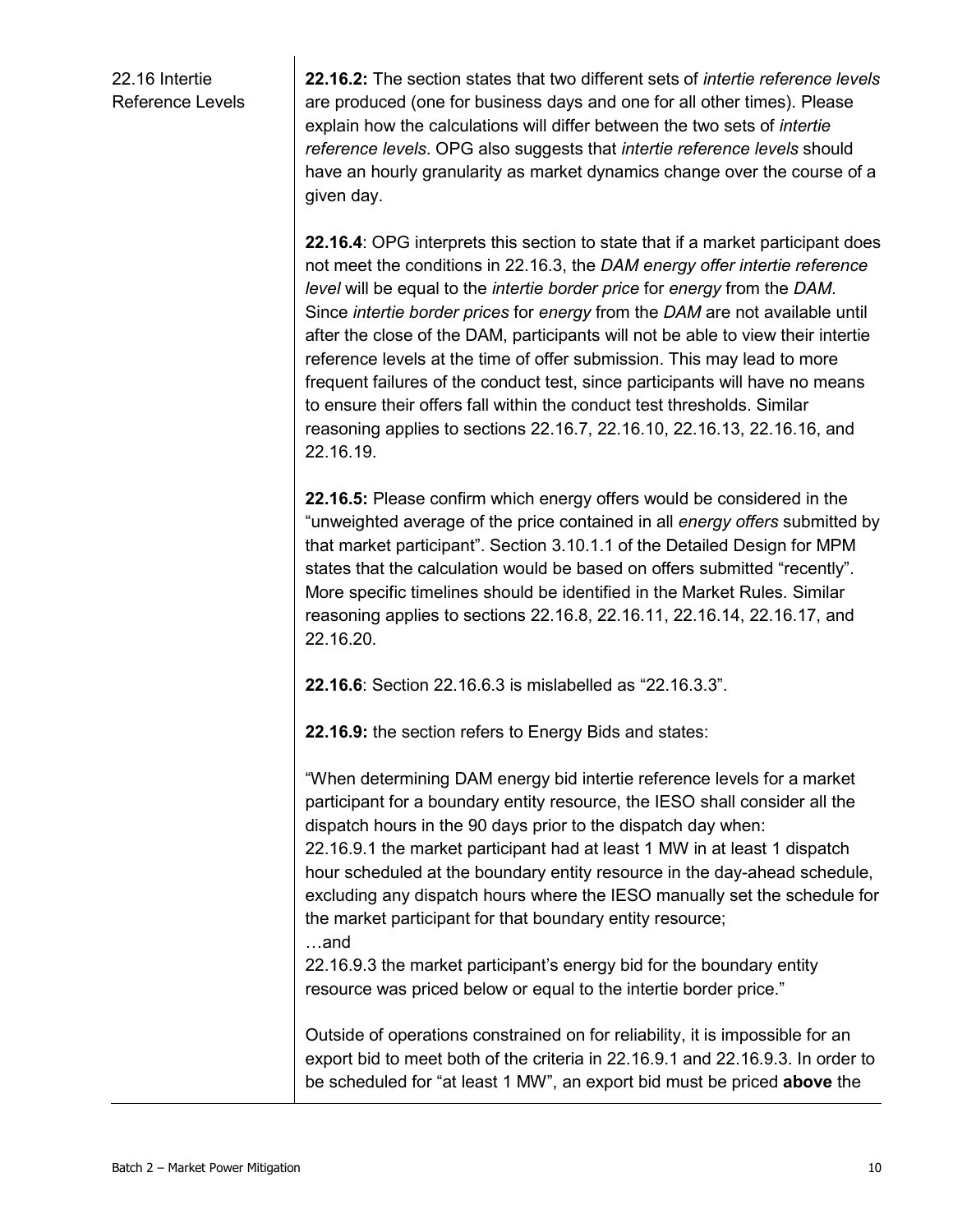| | |
|---|---|
| 22.16 Intertie Reference Levels | **22.16.2:** The section states that two different sets of *intertie reference levels* are produced (one for business days and one for all other times). Please explain how the calculations will differ between the two sets of *intertie reference levels*. OPG also suggests that *intertie reference levels* should have an hourly granularity as market dynamics change over the course of a given day.<br><br>**22.16.4**: OPG interprets this section to state that if a market participant does not meet the conditions in 22.16.3, the *DAM energy offer intertie reference level* will be equal to the *intertie border price* for *energy* from the *DAM*. Since *intertie border prices* for *energy* from the *DAM* are not available until after the close of the DAM, participants will not be able to view their intertie reference levels at the time of offer submission. This may lead to more frequent failures of the conduct test, since participants will have no means to ensure their offers fall within the conduct test thresholds. Similar reasoning applies to sections 22.16.7, 22.16.10, 22.16.13, 22.16.16, and 22.16.19.<br><br>**22.16.5:** Please confirm which energy offers would be considered in the "unweighted average of the price contained in all *energy offers* submitted by that market participant". Section 3.10.1.1 of the Detailed Design for MPM states that the calculation would be based on offers submitted "recently". More specific timelines should be identified in the Market Rules. Similar reasoning applies to sections 22.16.8, 22.16.11, 22.16.14, 22.16.17, and 22.16.20.<br><br>**22.16.6**: Section 22.16.6.3 is mislabelled as "22.16.3.3".<br><br>**22.16.9:** the section refers to Energy Bids and states:<br><br>"When determining DAM energy bid intertie reference levels for a market participant for a boundary entity resource, the IESO shall consider all the dispatch hours in the 90 days prior to the dispatch day when:<br>22.16.9.1 the market participant had at least 1 MW in at least 1 dispatch hour scheduled at the boundary entity resource in the day-ahead schedule, excluding any dispatch hours where the IESO manually set the schedule for the market participant for that boundary entity resource;<br>…and<br>22.16.9.3 the market participant's energy bid for the boundary entity resource was priced below or equal to the intertie border price."<br><br>Outside of operations constrained on for reliability, it is impossible for an export bid to meet both of the criteria in 22.16.9.1 and 22.16.9.3. In order to be scheduled for "at least 1 MW", an export bid must be priced **above** the |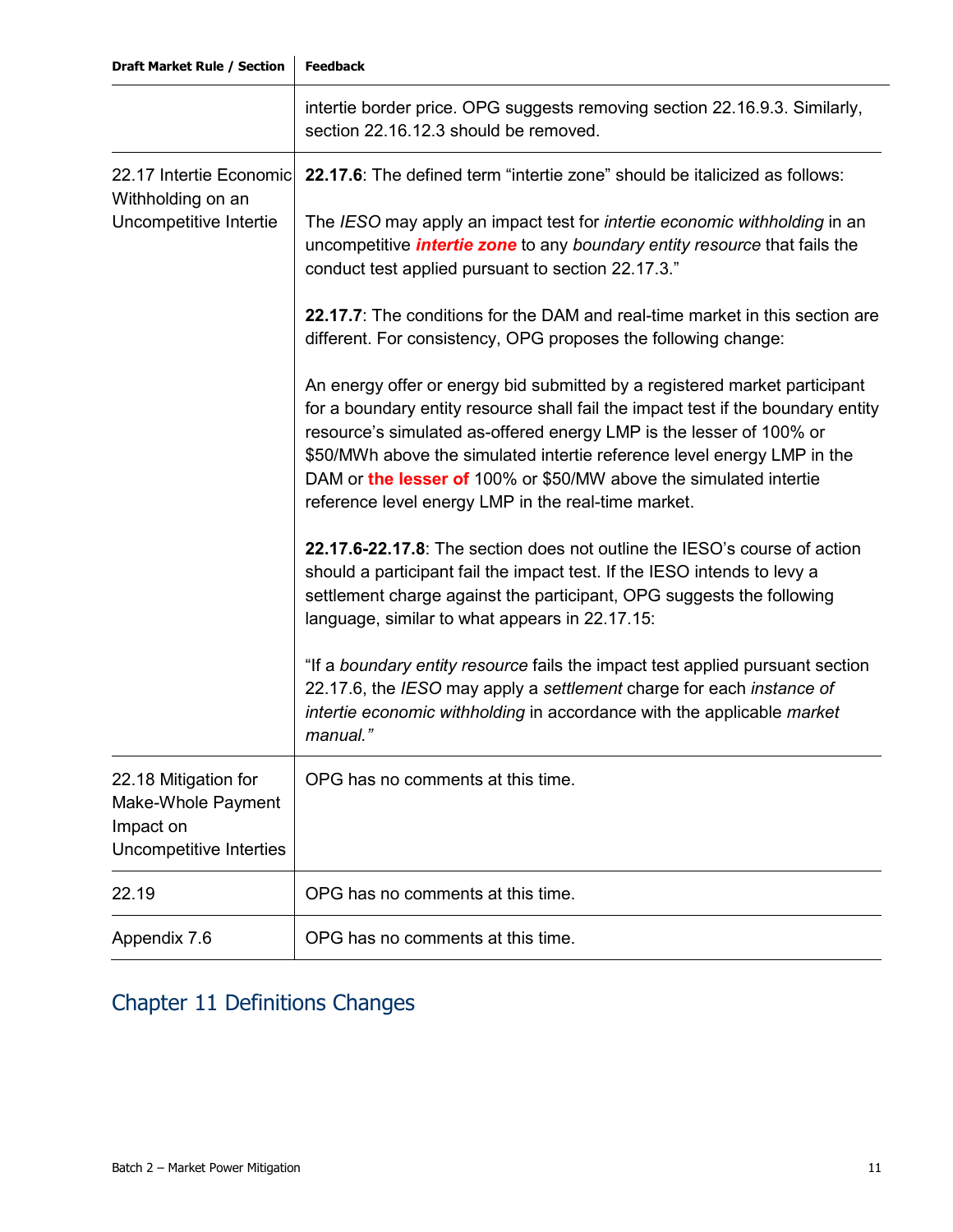| Draft Market Rule / Section | Feedback |
|---|---|
| | intertie border price. OPG suggests removing section 22.16.9.3. Similarly, section 22.16.12.3 should be removed. |
| 22.17 Intertie Economic Withholding on an Uncompetitive Intertie | **22.17.6**: The defined term "intertie zone" should be italicized as follows:<br><br>The *IESO* may apply an impact test for *intertie economic withholding* in an uncompetitive ***intertie zone*** to any *boundary entity resource* that fails the conduct test applied pursuant to section 22.17.3."<br><br>**22.17.7**: The conditions for the DAM and real-time market in this section are different. For consistency, OPG proposes the following change:<br><br>An energy offer or energy bid submitted by a registered market participant for a boundary entity resource shall fail the impact test if the boundary entity resource's simulated as-offered energy LMP is the lesser of 100% or $50/MWh above the simulated intertie reference level energy LMP in the DAM or **the lesser of** 100% or $50/MW above the simulated intertie reference level energy LMP in the real-time market.<br><br>**22.17.6-22.17.8**: The section does not outline the IESO's course of action should a participant fail the impact test. If the IESO intends to levy a settlement charge against the participant, OPG suggests the following language, similar to what appears in 22.17.15:<br><br>"If a *boundary entity resource* fails the impact test applied pursuant section 22.17.6, the *IESO* may apply a *settlement* charge for each *instance of intertie economic withholding* in accordance with the applicable *market manual."* |
| 22.18 Mitigation for Make-Whole Payment Impact on Uncompetitive Interties | OPG has no comments at this time. |
| 22.19 | OPG has no comments at this time. |
| Appendix 7.6 | OPG has no comments at this time. |

## Chapter 11 Definitions Changes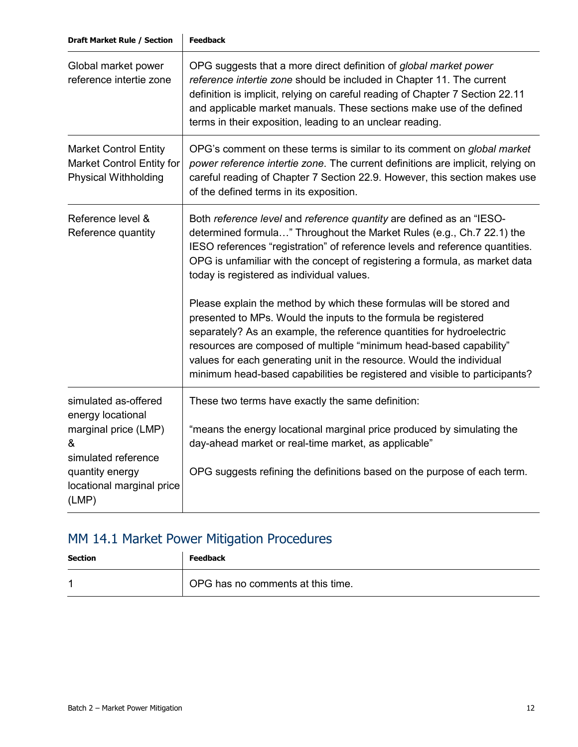| Draft Market Rule / Section | Feedback |
|---|---|
| Global market power reference intertie zone | OPG suggests that a more direct definition of *global market power reference intertie zone* should be included in Chapter 11. The current definition is implicit, relying on careful reading of Chapter 7 Section 22.11 and applicable market manuals. These sections make use of the defined terms in their exposition, leading to an unclear reading. |
| Market Control Entity<br>Market Control Entity for Physical Withholding | OPG's comment on these terms is similar to its comment on *global market power reference intertie zone*. The current definitions are implicit, relying on careful reading of Chapter 7 Section 22.9. However, this section makes use of the defined terms in its exposition. |
| Reference level & Reference quantity | Both *reference level* and *reference quantity* are defined as an "IESO-determined formula…" Throughout the Market Rules (e.g., Ch.7 22.1) the IESO references "registration" of reference levels and reference quantities. OPG is unfamiliar with the concept of registering a formula, as market data today is registered as individual values.<br><br>Please explain the method by which these formulas will be stored and presented to MPs. Would the inputs to the formula be registered separately? As an example, the reference quantities for hydroelectric resources are composed of multiple "minimum head-based capability" values for each generating unit in the resource. Would the individual minimum head-based capabilities be registered and visible to participants? |
| simulated as-offered energy locational marginal price (LMP)<br>&<br>simulated reference quantity energy locational marginal price (LMP) | These two terms have exactly the same definition:<br><br>"means the energy locational marginal price produced by simulating the day-ahead market or real-time market, as applicable"<br><br>OPG suggests refining the definitions based on the purpose of each term. |

## MM 14.1 Market Power Mitigation Procedures

| Section | Feedback |
|---|---|
| 1 | OPG has no comments at this time. |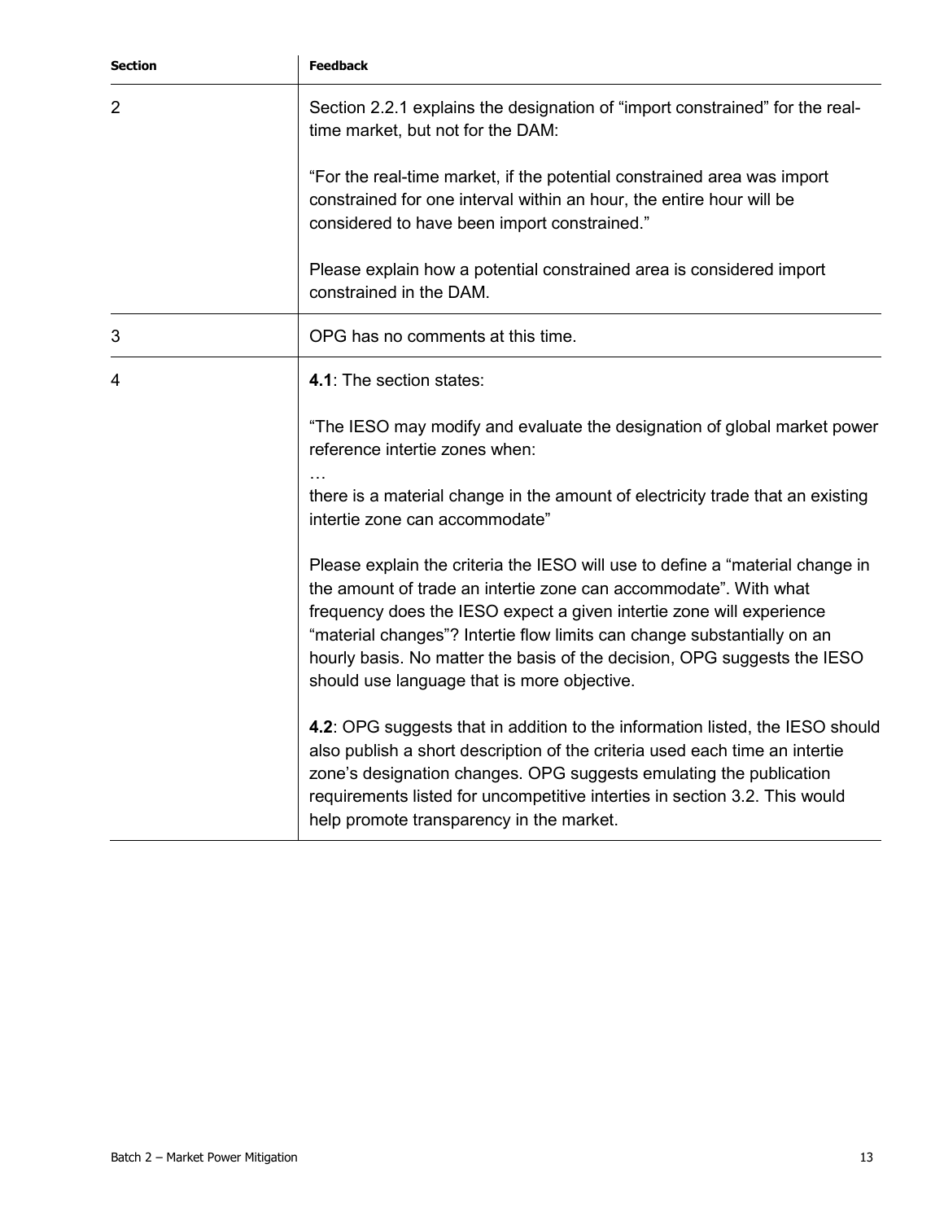| Section | Feedback |
| --- | --- |
| 2 | Section 2.2.1 explains the designation of "import constrained" for the real-time market, but not for the DAM:<br><br>"For the real-time market, if the potential constrained area was import constrained for one interval within an hour, the entire hour will be considered to have been import constrained."<br><br>Please explain how a potential constrained area is considered import constrained in the DAM. |
| 3 | OPG has no comments at this time. |
| 4 | **4.1**: The section states:<br><br>"The IESO may modify and evaluate the designation of global market power reference intertie zones when:<br>…<br>there is a material change in the amount of electricity trade that an existing intertie zone can accommodate"<br><br>Please explain the criteria the IESO will use to define a "material change in the amount of trade an intertie zone can accommodate". With what frequency does the IESO expect a given intertie zone will experience "material changes"? Intertie flow limits can change substantially on an hourly basis. No matter the basis of the decision, OPG suggests the IESO should use language that is more objective.<br><br>**4.2**: OPG suggests that in addition to the information listed, the IESO should also publish a short description of the criteria used each time an intertie zone's designation changes. OPG suggests emulating the publication requirements listed for uncompetitive interties in section 3.2. This would help promote transparency in the market. |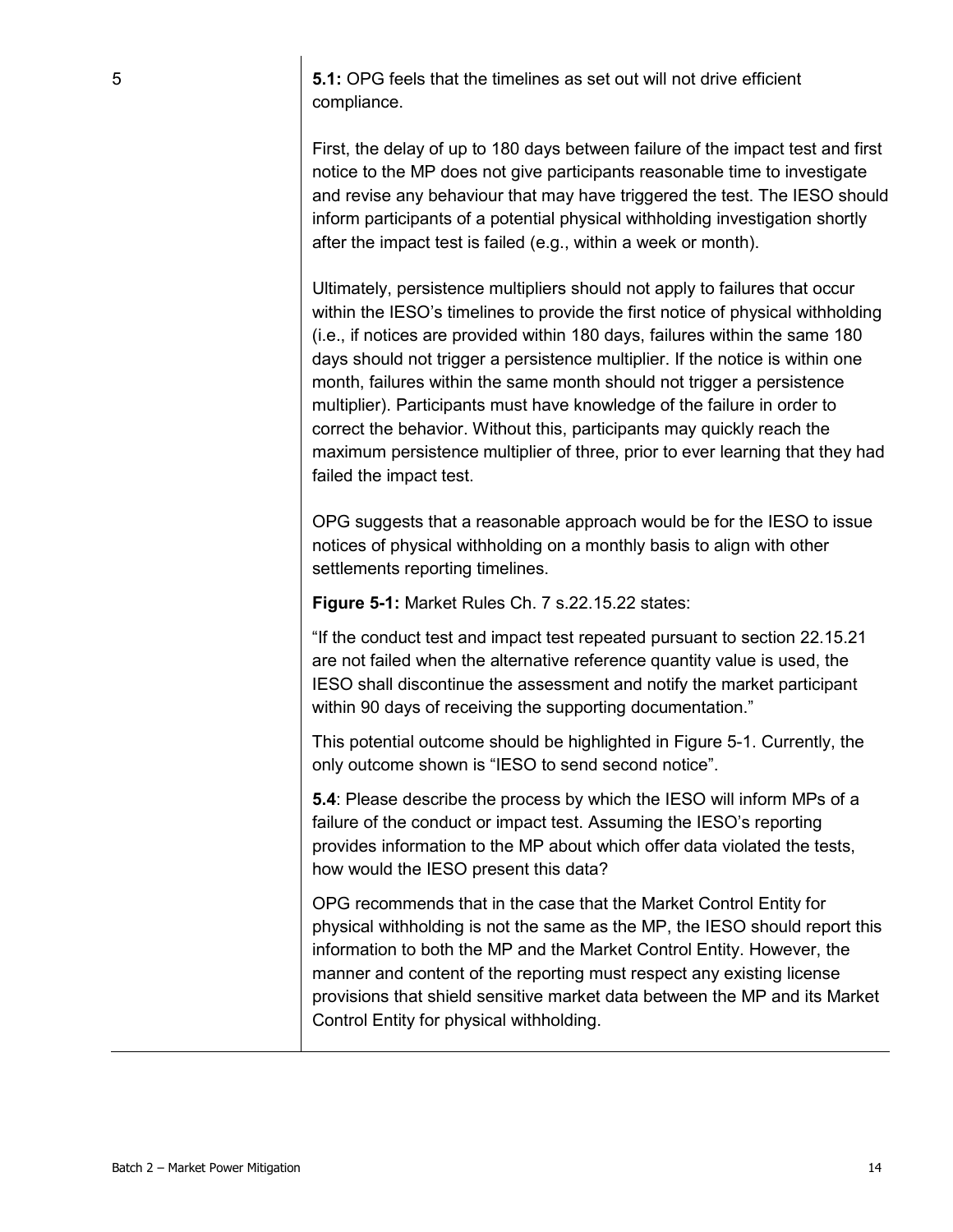| | |
|---|---|
| 5 | **5.1:** OPG feels that the timelines as set out will not drive efficient compliance.<br><br>First, the delay of up to 180 days between failure of the impact test and first notice to the MP does not give participants reasonable time to investigate and revise any behaviour that may have triggered the test. The IESO should inform participants of a potential physical withholding investigation shortly after the impact test is failed (e.g., within a week or month).<br><br>Ultimately, persistence multipliers should not apply to failures that occur within the IESO's timelines to provide the first notice of physical withholding (i.e., if notices are provided within 180 days, failures within the same 180 days should not trigger a persistence multiplier. If the notice is within one month, failures within the same month should not trigger a persistence multiplier). Participants must have knowledge of the failure in order to correct the behavior. Without this, participants may quickly reach the maximum persistence multiplier of three, prior to ever learning that they had failed the impact test.<br><br>OPG suggests that a reasonable approach would be for the IESO to issue notices of physical withholding on a monthly basis to align with other settlements reporting timelines.<br><br>**Figure 5-1:** Market Rules Ch. 7 s.22.15.22 states:<br><br>"If the conduct test and impact test repeated pursuant to section 22.15.21 are not failed when the alternative reference quantity value is used, the IESO shall discontinue the assessment and notify the market participant within 90 days of receiving the supporting documentation."<br><br>This potential outcome should be highlighted in Figure 5-1. Currently, the only outcome shown is "IESO to send second notice".<br><br>**5.4**: Please describe the process by which the IESO will inform MPs of a failure of the conduct or impact test. Assuming the IESO's reporting provides information to the MP about which offer data violated the tests, how would the IESO present this data?<br><br>OPG recommends that in the case that the Market Control Entity for physical withholding is not the same as the MP, the IESO should report this information to both the MP and the Market Control Entity. However, the manner and content of the reporting must respect any existing license provisions that shield sensitive market data between the MP and its Market Control Entity for physical withholding. |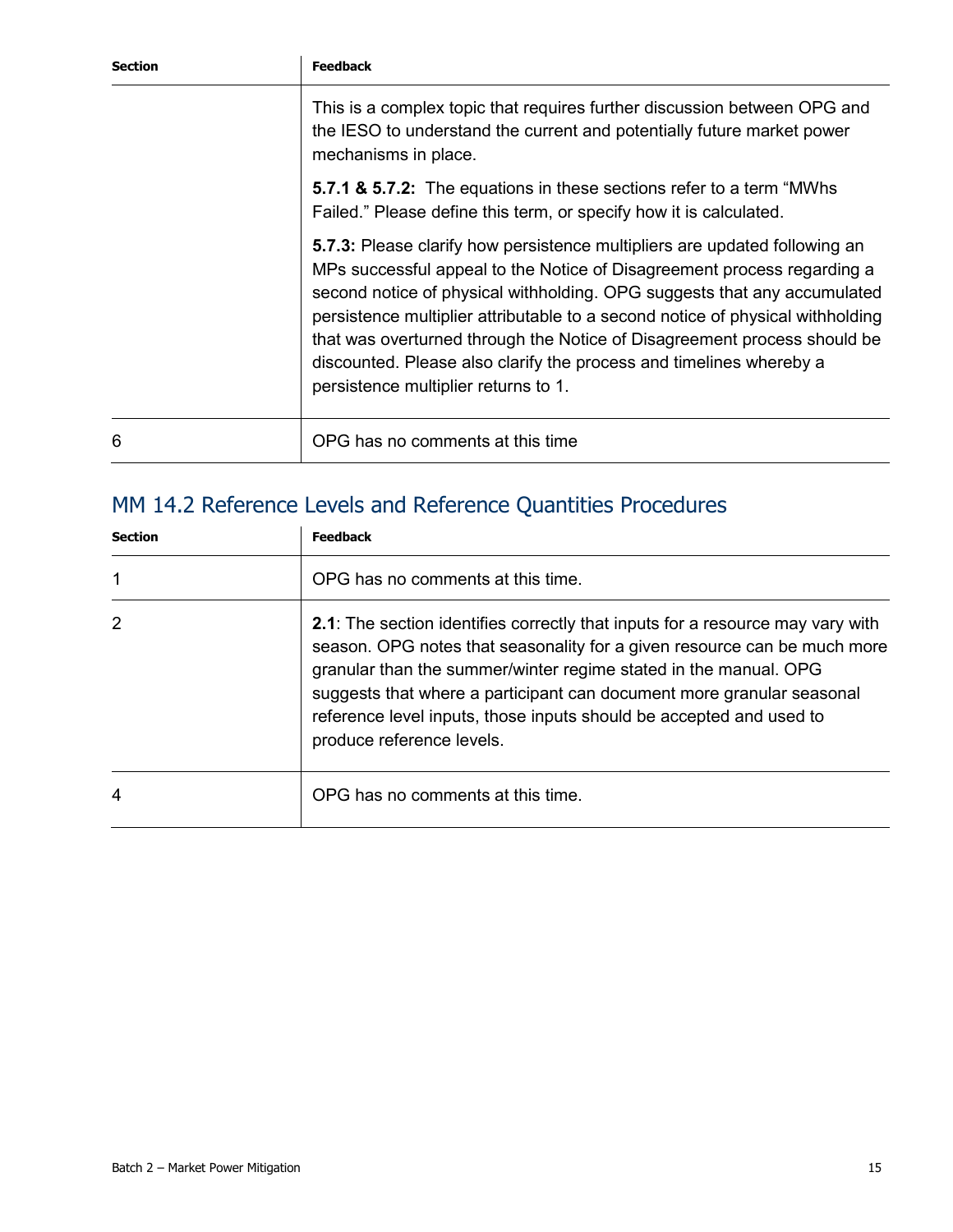| Section | Feedback |
|---|---|
| | This is a complex topic that requires further discussion between OPG and the IESO to understand the current and potentially future market power mechanisms in place.<br><br>**5.7.1 & 5.7.2:** The equations in these sections refer to a term “MWhs Failed.” Please define this term, or specify how it is calculated.<br><br>**5.7.3:** Please clarify how persistence multipliers are updated following an MPs successful appeal to the Notice of Disagreement process regarding a second notice of physical withholding. OPG suggests that any accumulated persistence multiplier attributable to a second notice of physical withholding that was overturned through the Notice of Disagreement process should be discounted. Please also clarify the process and timelines whereby a persistence multiplier returns to 1. |
| 6 | OPG has no comments at this time |

## MM 14.2 Reference Levels and Reference Quantities Procedures

| Section | Feedback |
|---|---|
| 1 | OPG has no comments at this time. |
| 2 | **2.1**: The section identifies correctly that inputs for a resource may vary with season. OPG notes that seasonality for a given resource can be much more granular than the summer/winter regime stated in the manual. OPG suggests that where a participant can document more granular seasonal reference level inputs, those inputs should be accepted and used to produce reference levels. |
| 4 | OPG has no comments at this time. |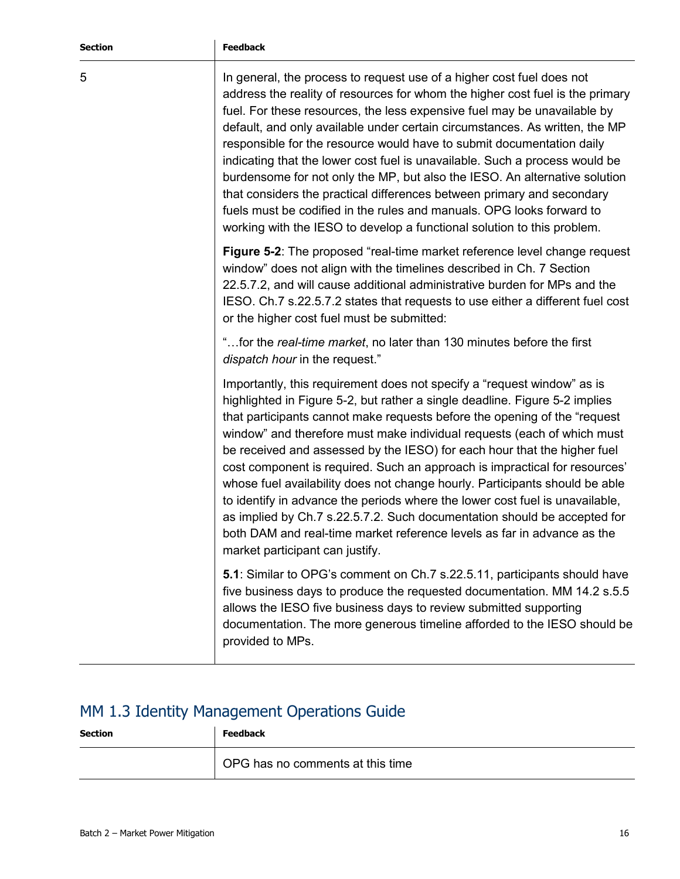| Section | Feedback |
| --- | --- |
| 5 | In general, the process to request use of a higher cost fuel does not address the reality of resources for whom the higher cost fuel is the primary fuel. For these resources, the less expensive fuel may be unavailable by default, and only available under certain circumstances. As written, the MP responsible for the resource would have to submit documentation daily indicating that the lower cost fuel is unavailable. Such a process would be burdensome for not only the MP, but also the IESO. An alternative solution that considers the practical differences between primary and secondary fuels must be codified in the rules and manuals. OPG looks forward to working with the IESO to develop a functional solution to this problem.<br><br>**Figure 5-2**: The proposed "real-time market reference level change request window" does not align with the timelines described in Ch. 7 Section 22.5.7.2, and will cause additional administrative burden for MPs and the IESO. Ch.7 s.22.5.7.2 states that requests to use either a different fuel cost or the higher cost fuel must be submitted:<br><br>"…for the *real-time market*, no later than 130 minutes before the first *dispatch hour* in the request."<br><br>Importantly, this requirement does not specify a "request window" as is highlighted in Figure 5-2, but rather a single deadline. Figure 5-2 implies that participants cannot make requests before the opening of the "request window" and therefore must make individual requests (each of which must be received and assessed by the IESO) for each hour that the higher fuel cost component is required. Such an approach is impractical for resources' whose fuel availability does not change hourly. Participants should be able to identify in advance the periods where the lower cost fuel is unavailable, as implied by Ch.7 s.22.5.7.2. Such documentation should be accepted for both DAM and real-time market reference levels as far in advance as the market participant can justify.<br><br>**5.1**: Similar to OPG's comment on Ch.7 s.22.5.11, participants should have five business days to produce the requested documentation. MM 14.2 s.5.5 allows the IESO five business days to review submitted supporting documentation. The more generous timeline afforded to the IESO should be provided to MPs. |

## MM 1.3 Identity Management Operations Guide

| Section | Feedback |
| --- | --- |
| | OPG has no comments at this time |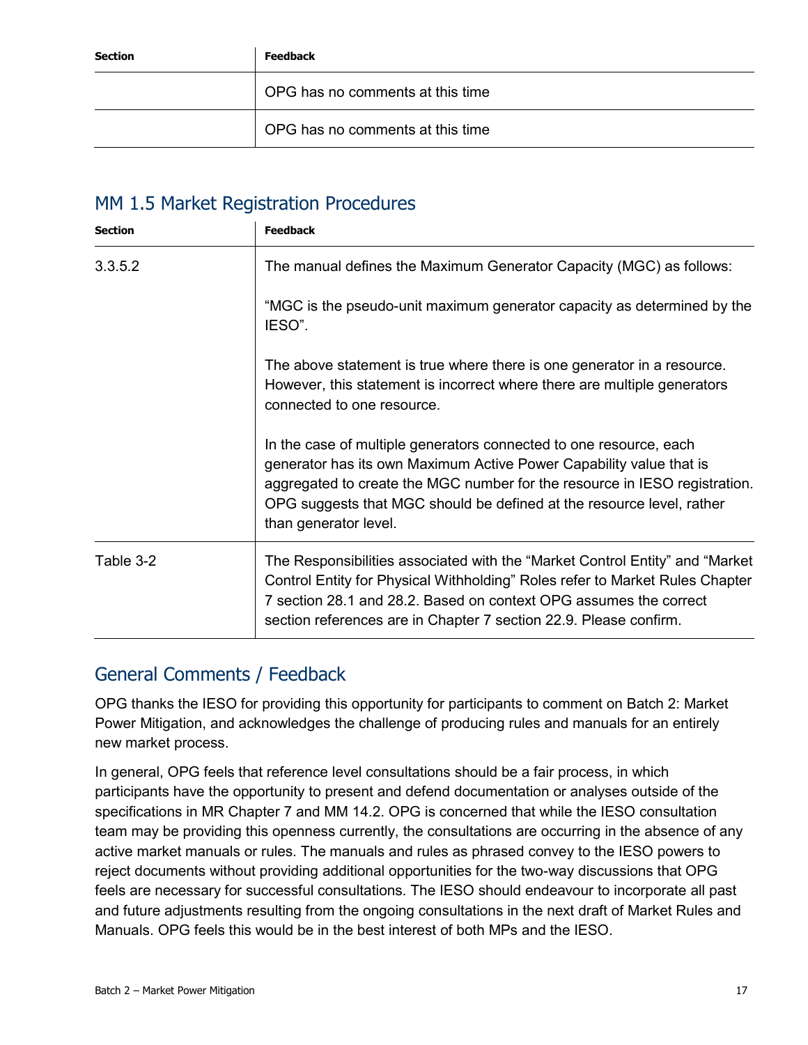| Section | Feedback |
| --- | --- |
| | OPG has no comments at this time |
| | OPG has no comments at this time |

## MM 1.5 Market Registration Procedures

| Section | Feedback |
| --- | --- |
| 3.3.5.2 | The manual defines the Maximum Generator Capacity (MGC) as follows:<br><br>"MGC is the pseudo-unit maximum generator capacity as determined by the IESO".<br><br>The above statement is true where there is one generator in a resource. However, this statement is incorrect where there are multiple generators connected to one resource.<br><br>In the case of multiple generators connected to one resource, each generator has its own Maximum Active Power Capability value that is aggregated to create the MGC number for the resource in IESO registration. OPG suggests that MGC should be defined at the resource level, rather than generator level. |
| Table 3-2 | The Responsibilities associated with the "Market Control Entity" and "Market Control Entity for Physical Withholding" Roles refer to Market Rules Chapter 7 section 28.1 and 28.2. Based on context OPG assumes the correct section references are in Chapter 7 section 22.9. Please confirm. |

## General Comments / Feedback

OPG thanks the IESO for providing this opportunity for participants to comment on Batch 2: Market Power Mitigation, and acknowledges the challenge of producing rules and manuals for an entirely new market process.

In general, OPG feels that reference level consultations should be a fair process, in which participants have the opportunity to present and defend documentation or analyses outside of the specifications in MR Chapter 7 and MM 14.2. OPG is concerned that while the IESO consultation team may be providing this openness currently, the consultations are occurring in the absence of any active market manuals or rules. The manuals and rules as phrased convey to the IESO powers to reject documents without providing additional opportunities for the two-way discussions that OPG feels are necessary for successful consultations. The IESO should endeavour to incorporate all past and future adjustments resulting from the ongoing consultations in the next draft of Market Rules and Manuals. OPG feels this would be in the best interest of both MPs and the IESO.